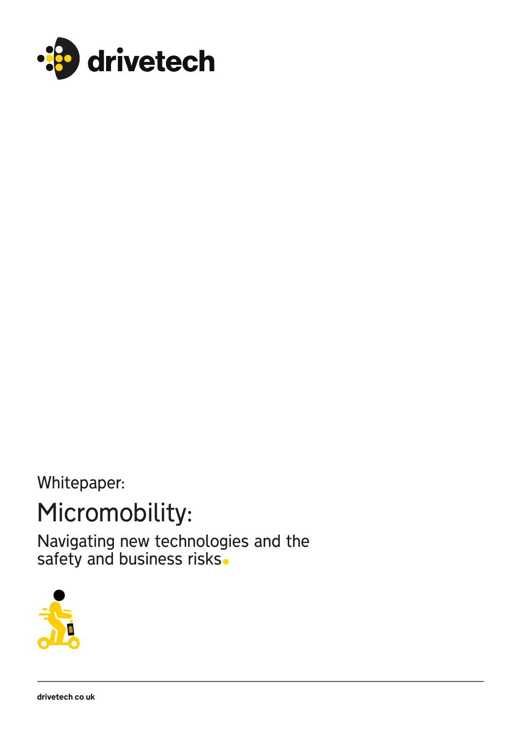drivetech

Whitepaper:

# Micromobility:

## Navigating new technologies and the safety and business risks.

drivetech.co.uk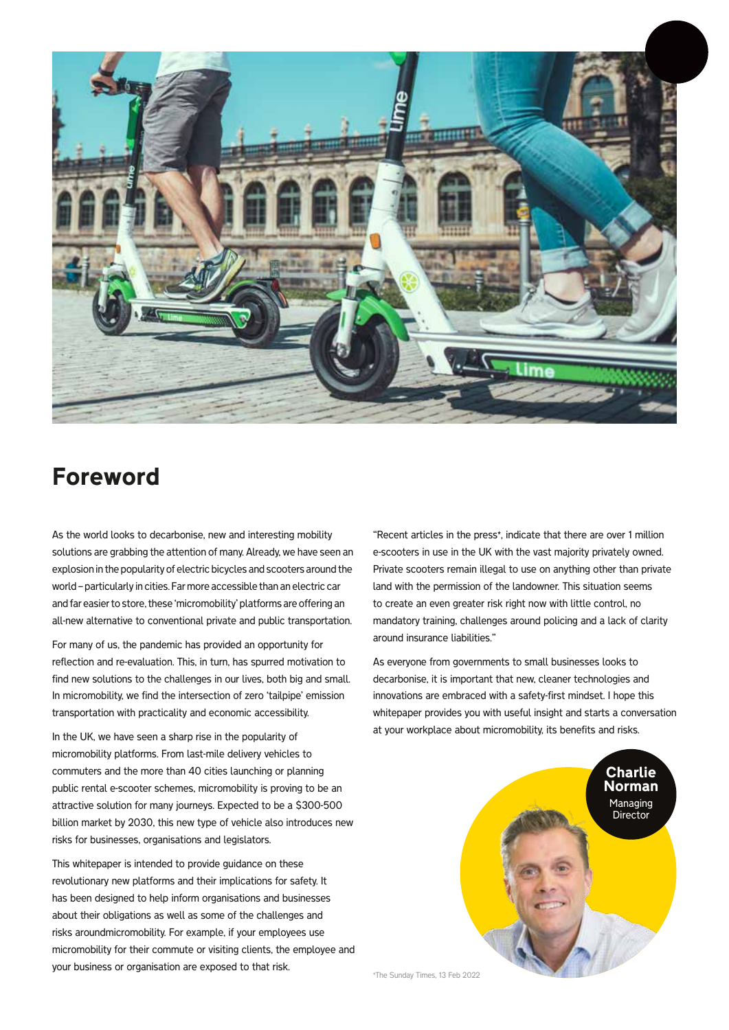## Foreword

As the world looks to decarbonise, new and interesting mobility solutions are grabbing the attention of many. Already, we have seen an explosion in the popularity of electric bicycles and scooters around the world – particularly in cities. Far more accessible than an electric car and far easier to store, these 'micromobility' platforms are offering an all-new alternative to conventional private and public transportation.

For many of us, the pandemic has provided an opportunity for reflection and re-evaluation. This, in turn, has spurred motivation to find new solutions to the challenges in our lives, both big and small. In micromobility, we find the intersection of zero 'tailpipe' emission transportation with practicality and economic accessibility.

In the UK, we have seen a sharp rise in the popularity of micromobility platforms. From last-mile delivery vehicles to commuters and the more than 40 cities launching or planning public rental e-scooter schemes, micromobility is proving to be an attractive solution for many journeys. Expected to be a $300-500 billion market by 2030, this new type of vehicle also introduces new risks for businesses, organisations and legislators.

This whitepaper is intended to provide guidance on these revolutionary new platforms and their implications for safety. It has been designed to help inform organisations and businesses about their obligations as well as some of the challenges and risks aroundmicromobility. For example, if your employees use micromobility for their commute or visiting clients, the employee and your business or organisation are exposed to that risk.

"Recent articles in the press*, indicate that there are over 1 million e-scooters in use in the UK with the vast majority privately owned. Private scooters remain illegal to use on anything other than private land with the permission of the landowner. This situation seems to create an even greater risk right now with little control, no mandatory training, challenges around policing and a lack of clarity around insurance liabilities."

As everyone from governments to small businesses looks to decarbonise, it is important that new, cleaner technologies and innovations are embraced with a safety-first mindset. I hope this whitepaper provides you with useful insight and starts a conversation at your workplace about micromobility, its benefits and risks.

**Charlie Norman**
Managing Director

*The Sunday Times, 13 Feb 2022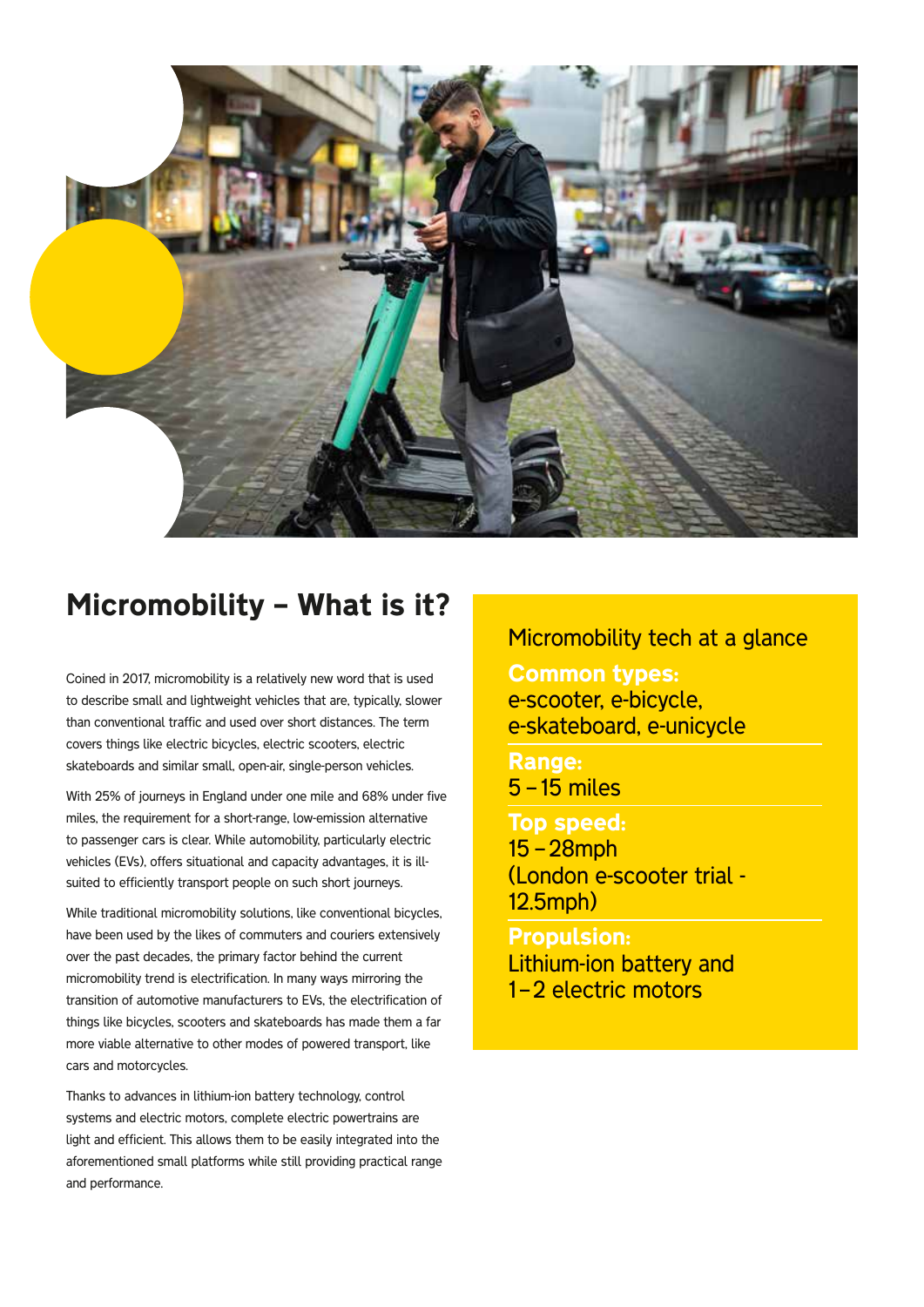## Micromobility – What is it?

Coined in 2017, micromobility is a relatively new word that is used to describe small and lightweight vehicles that are, typically, slower than conventional traffic and used over short distances. The term covers things like electric bicycles, electric scooters, electric skateboards and similar small, open-air, single-person vehicles.

With 25% of journeys in England under one mile and 68% under five miles, the requirement for a short-range, low-emission alternative to passenger cars is clear. While automobility, particularly electric vehicles (EVs), offers situational and capacity advantages, it is ill-suited to efficiently transport people on such short journeys.

While traditional micromobility solutions, like conventional bicycles, have been used by the likes of commuters and couriers extensively over the past decades, the primary factor behind the current micromobility trend is electrification. In many ways mirroring the transition of automotive manufacturers to EVs, the electrification of things like bicycles, scooters and skateboards has made them a far more viable alternative to other modes of powered transport, like cars and motorcycles.

Thanks to advances in lithium-ion battery technology, control systems and electric motors, complete electric powertrains are light and efficient. This allows them to be easily integrated into the aforementioned small platforms while still providing practical range and performance.

### Micromobility tech at a glance

**Common types:**
e-scooter, e-bicycle, e-skateboard, e-unicycle

**Range:**
5 – 15 miles

**Top speed:**
15 – 28mph
(London e-scooter trial - 12.5mph)

**Propulsion:**
Lithium-ion battery and 1 – 2 electric motors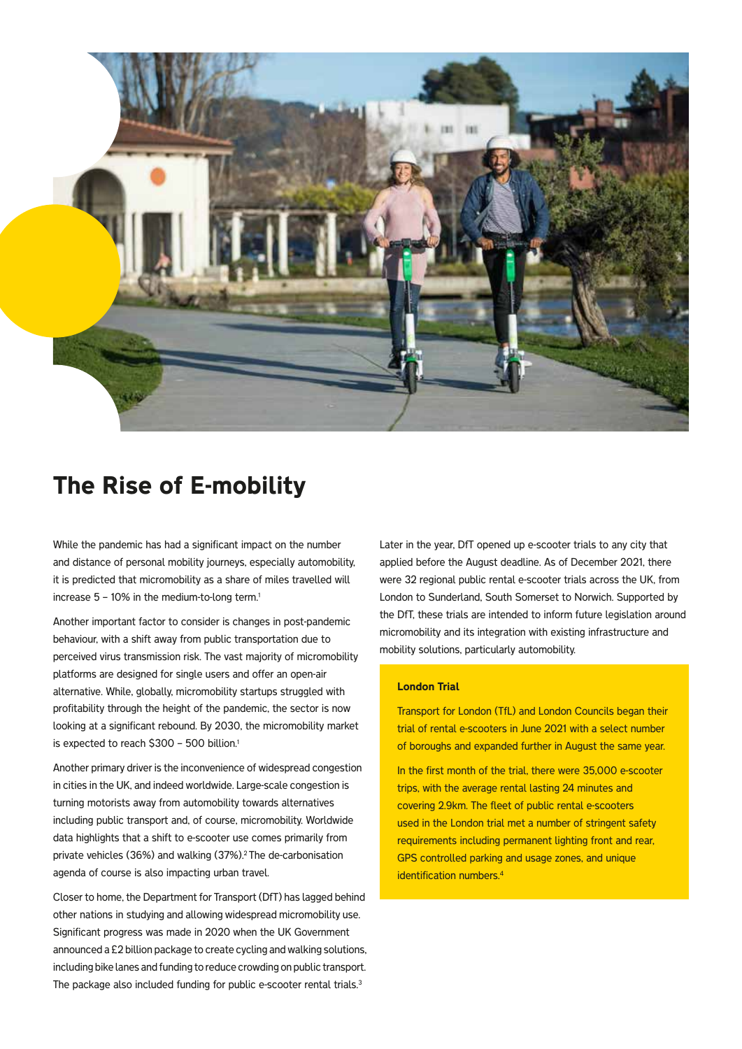# The Rise of E-mobility

While the pandemic has had a significant impact on the number and distance of personal mobility journeys, especially automobility, it is predicted that micromobility as a share of miles travelled will increase 5 – 10% in the medium-to-long term.[1]

Another important factor to consider is changes in post-pandemic behaviour, with a shift away from public transportation due to perceived virus transmission risk. The vast majority of micromobility platforms are designed for single users and offer an open-air alternative. While, globally, micromobility startups struggled with profitability through the height of the pandemic, the sector is now looking at a significant rebound. By 2030, the micromobility market is expected to reach $300 – 500 billion.[1]

Another primary driver is the inconvenience of widespread congestion in cities in the UK, and indeed worldwide. Large-scale congestion is turning motorists away from automobility towards alternatives including public transport and, of course, micromobility. Worldwide data highlights that a shift to e-scooter use comes primarily from private vehicles (36%) and walking (37%).[2] The de-carbonisation agenda of course is also impacting urban travel.

Closer to home, the Department for Transport (DfT) has lagged behind other nations in studying and allowing widespread micromobility use. Significant progress was made in 2020 when the UK Government announced a £2 billion package to create cycling and walking solutions, including bike lanes and funding to reduce crowding on public transport. The package also included funding for public e-scooter rental trials.[3]

Later in the year, DfT opened up e-scooter trials to any city that applied before the August deadline. As of December 2021, there were 32 regional public rental e-scooter trials across the UK, from London to Sunderland, South Somerset to Norwich. Supported by the DfT, these trials are intended to inform future legislation around micromobility and its integration with existing infrastructure and mobility solutions, particularly automobility.

**London Trial**

Transport for London (TfL) and London Councils began their trial of rental e-scooters in June 2021 with a select number of boroughs and expanded further in August the same year.

In the first month of the trial, there were 35,000 e-scooter trips, with the average rental lasting 24 minutes and covering 2.9km. The fleet of public rental e-scooters used in the London trial met a number of stringent safety requirements including permanent lighting front and rear, GPS controlled parking and usage zones, and unique identification numbers.[4]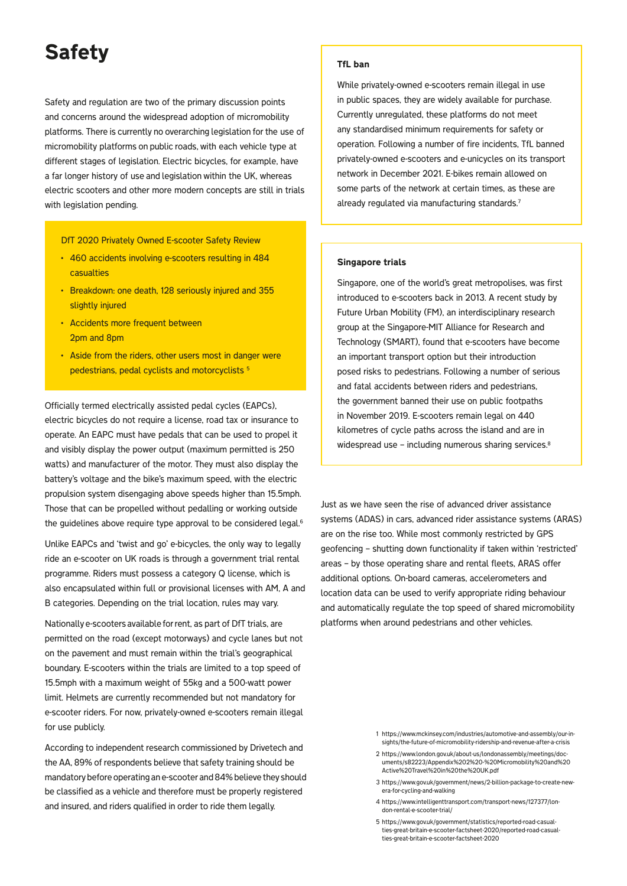# Safety

Safety and regulation are two of the primary discussion points and concerns around the widespread adoption of micromobility platforms. There is currently no overarching legislation for the use of micromobility platforms on public roads, with each vehicle type at different stages of legislation. Electric bicycles, for example, have a far longer history of use and legislation within the UK, whereas electric scooters and other more modern concepts are still in trials with legislation pending.

DfT 2020 Privately Owned E-scooter Safety Review

- 460 accidents involving e-scooters resulting in 484 casualties
- Breakdown: one death, 128 seriously injured and 355 slightly injured
- Accidents more frequent between 2pm and 8pm
- Aside from the riders, other users most in danger were pedestrians, pedal cyclists and motorcyclists [5]

Officially termed electrically assisted pedal cycles (EAPCs), electric bicycles do not require a license, road tax or insurance to operate. An EAPC must have pedals that can be used to propel it and visibly display the power output (maximum permitted is 250 watts) and manufacturer of the motor. They must also display the battery's voltage and the bike's maximum speed, with the electric propulsion system disengaging above speeds higher than 15.5mph. Those that can be propelled without pedalling or working outside the guidelines above require type approval to be considered legal.[6]

Unlike EAPCs and 'twist and go' e-bicycles, the only way to legally ride an e-scooter on UK roads is through a government trial rental programme. Riders must possess a category Q license, which is also encapsulated within full or provisional licenses with AM, A and B categories. Depending on the trial location, rules may vary.

Nationally e-scooters available for rent, as part of DfT trials, are permitted on the road (except motorways) and cycle lanes but not on the pavement and must remain within the trial's geographical boundary. E-scooters within the trials are limited to a top speed of 15.5mph with a maximum weight of 55kg and a 500-watt power limit. Helmets are currently recommended but not mandatory for e-scooter riders. For now, privately-owned e-scooters remain illegal for use publicly.

According to independent research commissioned by Drivetech and the AA, 89% of respondents believe that safety training should be mandatory before operating an e-scooter and 84% believe they should be classified as a vehicle and therefore must be properly registered and insured, and riders qualified in order to ride them legally.

**TfL ban**

While privately-owned e-scooters remain illegal in use in public spaces, they are widely available for purchase. Currently unregulated, these platforms do not meet any standardised minimum requirements for safety or operation. Following a number of fire incidents, TfL banned privately-owned e-scooters and e-unicycles on its transport network in December 2021. E-bikes remain allowed on some parts of the network at certain times, as these are already regulated via manufacturing standards.[7]

**Singapore trials**

Singapore, one of the world's great metropolises, was first introduced to e-scooters back in 2013. A recent study by Future Urban Mobility (FM), an interdisciplinary research group at the Singapore-MIT Alliance for Research and Technology (SMART), found that e-scooters have become an important transport option but their introduction posed risks to pedestrians. Following a number of serious and fatal accidents between riders and pedestrians, the government banned their use on public footpaths in November 2019. E-scooters remain legal on 440 kilometres of cycle paths across the island and are in widespread use – including numerous sharing services.[8]

Just as we have seen the rise of advanced driver assistance systems (ADAS) in cars, advanced rider assistance systems (ARAS) are on the rise too. While most commonly restricted by GPS geofencing – shutting down functionality if taken within 'restricted' areas – by those operating share and rental fleets, ARAS offer additional options. On-board cameras, accelerometers and location data can be used to verify appropriate riding behaviour and automatically regulate the top speed of shared micromobility platforms when around pedestrians and other vehicles.

1 https://www.mckinsey.com/industries/automotive-and-assembly/our-insights/the-future-of-micromobility-ridership-and-revenue-after-a-crisis

2 https://www.london.gov.uk/about-us/londonassembly/meetings/documents/s82223/Appendix%202%20-%20Micromobility%20and%20Active%20Travel%20in%20the%20UK.pdf

3 https://www.gov.uk/government/news/2-billion-package-to-create-new-era-for-cycling-and-walking

4 https://www.intelligenttransport.com/transport-news/127377/london-rental-e-scooter-trial/

5 https://www.gov.uk/government/statistics/reported-road-casualties-great-britain-e-scooter-factsheet-2020/reported-road-casualties-great-britain-e-scooter-factsheet-2020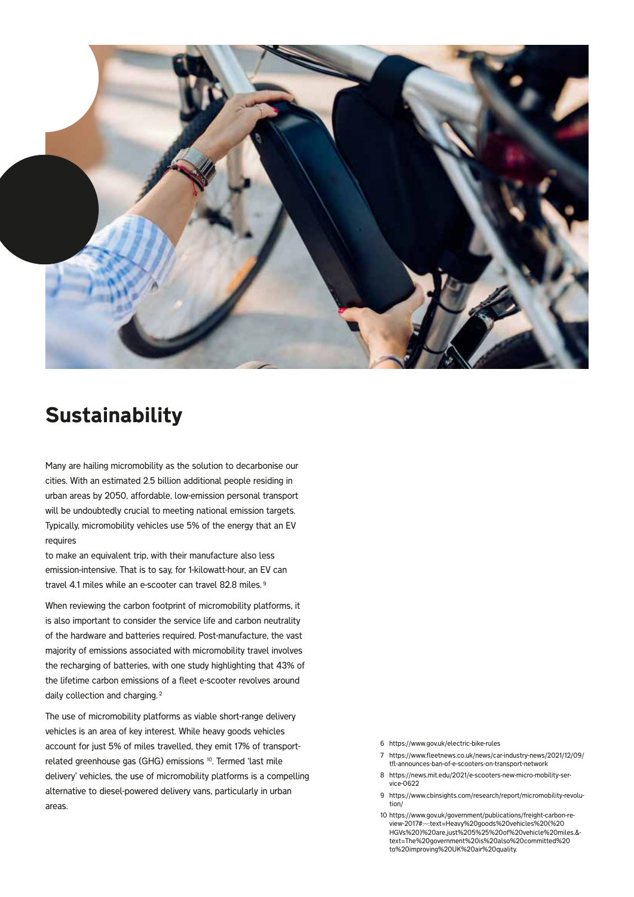## Sustainability

Many are hailing micromobility as the solution to decarbonise our cities. With an estimated 2.5 billion additional people residing in urban areas by 2050, affordable, low-emission personal transport will be undoubtedly crucial to meeting national emission targets. Typically, micromobility vehicles use 5% of the energy that an EV requires to make an equivalent trip, with their manufacture also less emission-intensive. That is to say, for 1-kilowatt-hour, an EV can travel 4.1 miles while an e-scooter can travel 82.8 miles. [9]

When reviewing the carbon footprint of micromobility platforms, it is also important to consider the service life and carbon neutrality of the hardware and batteries required. Post-manufacture, the vast majority of emissions associated with micromobility travel involves the recharging of batteries, with one study highlighting that 43% of the lifetime carbon emissions of a fleet e-scooter revolves around daily collection and charging. [2]

The use of micromobility platforms as viable short-range delivery vehicles is an area of key interest. While heavy goods vehicles account for just 5% of miles travelled, they emit 17% of transport-related greenhouse gas (GHG) emissions [10]. Termed 'last mile delivery' vehicles, the use of micromobility platforms is a compelling alternative to diesel-powered delivery vans, particularly in urban areas.

6 https://www.gov.uk/electric-bike-rules

7 https://www.fleetnews.co.uk/news/car-industry-news/2021/12/09/tfl-announces-ban-of-e-scooters-on-transport-network

8 https://news.mit.edu/2021/e-scooters-new-micro-mobility-service-0622

9 https://www.cbinsights.com/research/report/micromobility-revolution/

10 https://www.gov.uk/government/publications/freight-carbon-review-2017#:~:text=Heavy%20goods%20vehicles%20(%20HGVs%20)%20are,just%205%25%20of%20vehicle%20miles.&text=The%20government%20is%20also%20committed%20to%20improving%20UK%20air%20quality.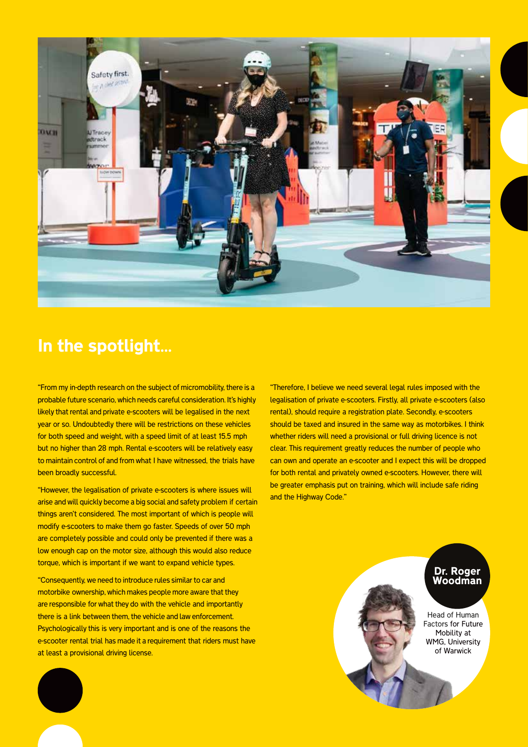## In the spotlight...

"From my in-depth research on the subject of micromobility, there is a probable future scenario, which needs careful consideration. It's highly likely that rental and private e-scooters will be legalised in the next year or so. Undoubtedly there will be restrictions on these vehicles for both speed and weight, with a speed limit of at least 15.5 mph but no higher than 28 mph. Rental e-scooters will be relatively easy to maintain control of and from what I have witnessed, the trials have been broadly successful.

"However, the legalisation of private e-scooters is where issues will arise and will quickly become a big social and safety problem if certain things aren't considered. The most important of which is people will modify e-scooters to make them go faster. Speeds of over 50 mph are completely possible and could only be prevented if there was a low enough cap on the motor size, although this would also reduce torque, which is important if we want to expand vehicle types.

"Consequently, we need to introduce rules similar to car and motorbike ownership, which makes people more aware that they are responsible for what they do with the vehicle and importantly there is a link between them, the vehicle and law enforcement. Psychologically this is very important and is one of the reasons the e-scooter rental trial has made it a requirement that riders must have at least a provisional driving license.

"Therefore, I believe we need several legal rules imposed with the legalisation of private e-scooters. Firstly, all private e-scooters (also rental), should require a registration plate. Secondly, e-scooters should be taxed and insured in the same way as motorbikes. I think whether riders will need a provisional or full driving licence is not clear. This requirement greatly reduces the number of people who can own and operate an e-scooter and I expect this will be dropped for both rental and privately owned e-scooters. However, there will be greater emphasis put on training, which will include safe riding and the Highway Code."

**Dr. Roger Woodman**

Head of Human Factors for Future Mobility at WMG, University of Warwick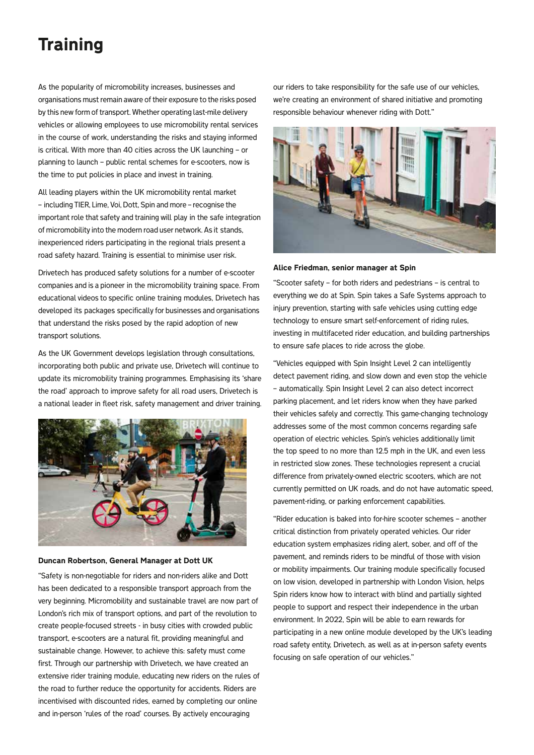# Training

As the popularity of micromobility increases, businesses and organisations must remain aware of their exposure to the risks posed by this new form of transport. Whether operating last-mile delivery vehicles or allowing employees to use micromobility rental services in the course of work, understanding the risks and staying informed is critical. With more than 40 cities across the UK launching – or planning to launch – public rental schemes for e-scooters, now is the time to put policies in place and invest in training.

All leading players within the UK micromobility rental market – including TIER, Lime, Voi, Dott, Spin and more – recognise the important role that safety and training will play in the safe integration of micromobility into the modern road user network. As it stands, inexperienced riders participating in the regional trials present a road safety hazard. Training is essential to minimise user risk.

Drivetech has produced safety solutions for a number of e-scooter companies and is a pioneer in the micromobility training space. From educational videos to specific online training modules, Drivetech has developed its packages specifically for businesses and organisations that understand the risks posed by the rapid adoption of new transport solutions.

As the UK Government develops legislation through consultations, incorporating both public and private use, Drivetech will continue to update its micromobility training programmes. Emphasising its 'share the road' approach to improve safety for all road users, Drivetech is a national leader in fleet risk, safety management and driver training.

**Duncan Robertson, General Manager at Dott UK**

"Safety is non-negotiable for riders and non-riders alike and Dott has been dedicated to a responsible transport approach from the very beginning. Micromobility and sustainable travel are now part of London's rich mix of transport options, and part of the revolution to create people-focused streets - in busy cities with crowded public transport, e-scooters are a natural fit, providing meaningful and sustainable change. However, to achieve this: safety must come first. Through our partnership with Drivetech, we have created an extensive rider training module, educating new riders on the rules of the road to further reduce the opportunity for accidents. Riders are incentivised with discounted rides, earned by completing our online and in-person 'rules of the road' courses. By actively encouraging our riders to take responsibility for the safe use of our vehicles, we're creating an environment of shared initiative and promoting responsible behaviour whenever riding with Dott."

**Alice Friedman, senior manager at Spin**

"Scooter safety – for both riders and pedestrians – is central to everything we do at Spin. Spin takes a Safe Systems approach to injury prevention, starting with safe vehicles using cutting edge technology to ensure smart self-enforcement of riding rules, investing in multifaceted rider education, and building partnerships to ensure safe places to ride across the globe.

"Vehicles equipped with Spin Insight Level 2 can intelligently detect pavement riding, and slow down and even stop the vehicle – automatically. Spin Insight Level 2 can also detect incorrect parking placement, and let riders know when they have parked their vehicles safely and correctly. This game-changing technology addresses some of the most common concerns regarding safe operation of electric vehicles. Spin's vehicles additionally limit the top speed to no more than 12.5 mph in the UK, and even less in restricted slow zones. These technologies represent a crucial difference from privately-owned electric scooters, which are not currently permitted on UK roads, and do not have automatic speed, pavement-riding, or parking enforcement capabilities.

"Rider education is baked into for-hire scooter schemes – another critical distinction from privately operated vehicles. Our rider education system emphasizes riding alert, sober, and off of the pavement, and reminds riders to be mindful of those with vision or mobility impairments. Our training module specifically focused on low vision, developed in partnership with London Vision, helps Spin riders know how to interact with blind and partially sighted people to support and respect their independence in the urban environment. In 2022, Spin will be able to earn rewards for participating in a new online module developed by the UK's leading road safety entity, Drivetech, as well as at in-person safety events focusing on safe operation of our vehicles."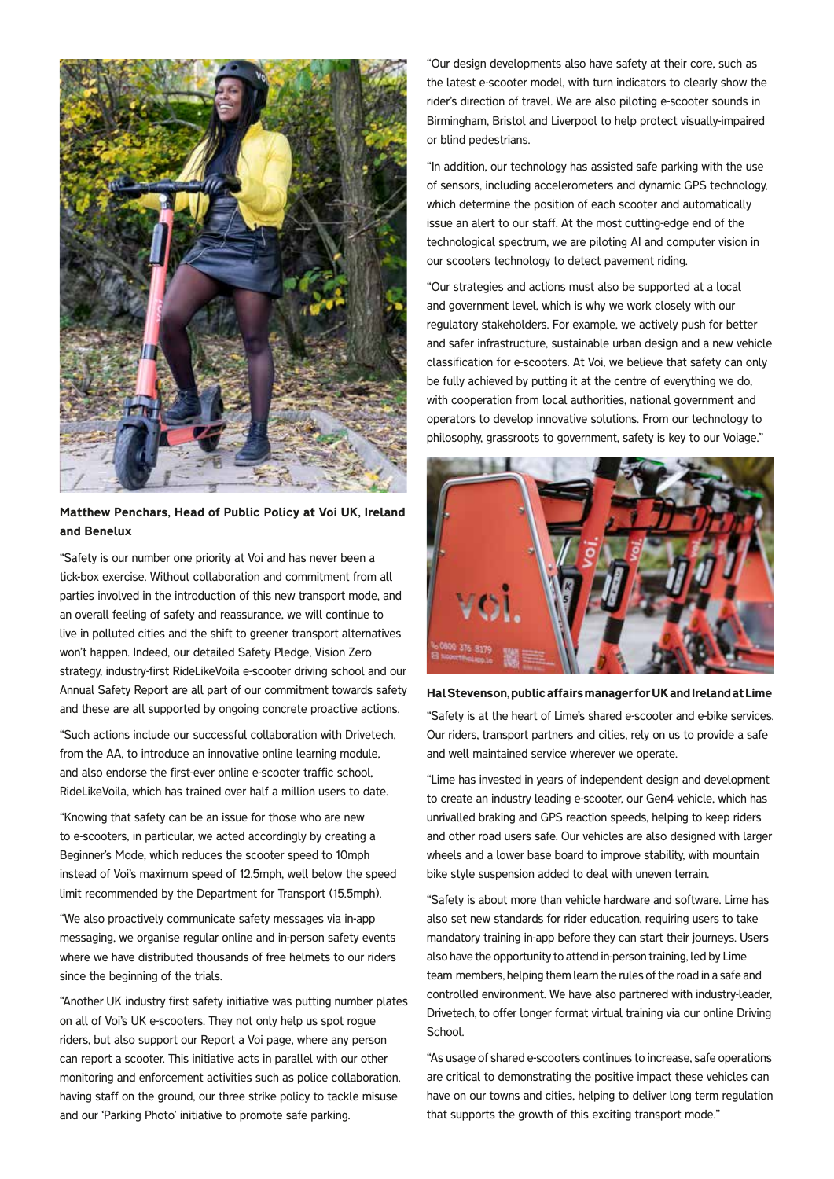**Matthew Penchars, Head of Public Policy at Voi UK, Ireland and Benelux**

"Safety is our number one priority at Voi and has never been a tick-box exercise. Without collaboration and commitment from all parties involved in the introduction of this new transport mode, and an overall feeling of safety and reassurance, we will continue to live in polluted cities and the shift to greener transport alternatives won't happen. Indeed, our detailed Safety Pledge, Vision Zero strategy, industry-first RideLikeVoila e-scooter driving school and our Annual Safety Report are all part of our commitment towards safety and these are all supported by ongoing concrete proactive actions.

"Such actions include our successful collaboration with Drivetech, from the AA, to introduce an innovative online learning module, and also endorse the first-ever online e-scooter traffic school, RideLikeVoila, which has trained over half a million users to date.

"Knowing that safety can be an issue for those who are new to e-scooters, in particular, we acted accordingly by creating a Beginner's Mode, which reduces the scooter speed to 10mph instead of Voi's maximum speed of 12.5mph, well below the speed limit recommended by the Department for Transport (15.5mph).

"We also proactively communicate safety messages via in-app messaging, we organise regular online and in-person safety events where we have distributed thousands of free helmets to our riders since the beginning of the trials.

"Another UK industry first safety initiative was putting number plates on all of Voi's UK e-scooters. They not only help us spot rogue riders, but also support our Report a Voi page, where any person can report a scooter. This initiative acts in parallel with our other monitoring and enforcement activities such as police collaboration, having staff on the ground, our three strike policy to tackle misuse and our 'Parking Photo' initiative to promote safe parking.

"Our design developments also have safety at their core, such as the latest e-scooter model, with turn indicators to clearly show the rider's direction of travel. We are also piloting e-scooter sounds in Birmingham, Bristol and Liverpool to help protect visually-impaired or blind pedestrians.

"In addition, our technology has assisted safe parking with the use of sensors, including accelerometers and dynamic GPS technology, which determine the position of each scooter and automatically issue an alert to our staff. At the most cutting-edge end of the technological spectrum, we are piloting AI and computer vision in our scooters technology to detect pavement riding.

"Our strategies and actions must also be supported at a local and government level, which is why we work closely with our regulatory stakeholders. For example, we actively push for better and safer infrastructure, sustainable urban design and a new vehicle classification for e-scooters. At Voi, we believe that safety can only be fully achieved by putting it at the centre of everything we do, with cooperation from local authorities, national government and operators to develop innovative solutions. From our technology to philosophy, grassroots to government, safety is key to our Voiage."

**Hal Stevenson, public affairs manager for UK and Ireland at Lime**

"Safety is at the heart of Lime's shared e-scooter and e-bike services. Our riders, transport partners and cities, rely on us to provide a safe and well maintained service wherever we operate.

"Lime has invested in years of independent design and development to create an industry leading e-scooter, our Gen4 vehicle, which has unrivalled braking and GPS reaction speeds, helping to keep riders and other road users safe. Our vehicles are also designed with larger wheels and a lower base board to improve stability, with mountain bike style suspension added to deal with uneven terrain.

"Safety is about more than vehicle hardware and software. Lime has also set new standards for rider education, requiring users to take mandatory training in-app before they can start their journeys. Users also have the opportunity to attend in-person training, led by Lime team members, helping them learn the rules of the road in a safe and controlled environment. We have also partnered with industry-leader, Drivetech, to offer longer format virtual training via our online Driving School.

"As usage of shared e-scooters continues to increase, safe operations are critical to demonstrating the positive impact these vehicles can have on our towns and cities, helping to deliver long term regulation that supports the growth of this exciting transport mode."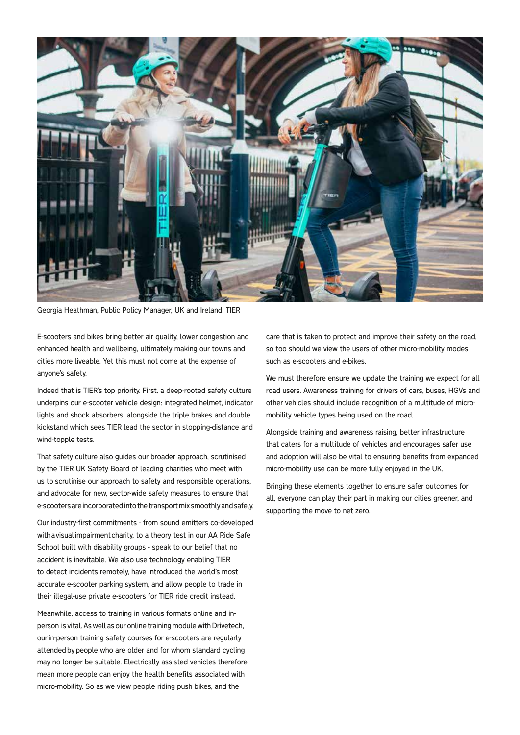Georgia Heathman, Public Policy Manager, UK and Ireland, TIER

E-scooters and bikes bring better air quality, lower congestion and enhanced health and wellbeing, ultimately making our towns and cities more liveable. Yet this must not come at the expense of anyone's safety.

Indeed that is TIER's top priority. First, a deep-rooted safety culture underpins our e-scooter vehicle design: integrated helmet, indicator lights and shock absorbers, alongside the triple brakes and double kickstand which sees TIER lead the sector in stopping-distance and wind-topple tests.

That safety culture also guides our broader approach, scrutinised by the TIER UK Safety Board of leading charities who meet with us to scrutinise our approach to safety and responsible operations, and advocate for new, sector-wide safety measures to ensure that e-scooters are incorporated into the transport mix smoothly and safely.

Our industry-first commitments - from sound emitters co-developed with a visual impairment charity, to a theory test in our AA Ride Safe School built with disability groups - speak to our belief that no accident is inevitable. We also use technology enabling TIER to detect incidents remotely, have introduced the world's most accurate e-scooter parking system, and allow people to trade in their illegal-use private e-scooters for TIER ride credit instead.

Meanwhile, access to training in various formats online and in-person is vital. As well as our online training module with Drivetech, our in-person training safety courses for e-scooters are regularly attended by people who are older and for whom standard cycling may no longer be suitable. Electrically-assisted vehicles therefore mean more people can enjoy the health benefits associated with micro-mobility. So as we view people riding push bikes, and the care that is taken to protect and improve their safety on the road, so too should we view the users of other micro-mobility modes such as e-scooters and e-bikes.

We must therefore ensure we update the training we expect for all road users. Awareness training for drivers of cars, buses, HGVs and other vehicles should include recognition of a multitude of micro-mobility vehicle types being used on the road.

Alongside training and awareness raising, better infrastructure that caters for a multitude of vehicles and encourages safer use and adoption will also be vital to ensuring benefits from expanded micro-mobility use can be more fully enjoyed in the UK.

Bringing these elements together to ensure safer outcomes for all, everyone can play their part in making our cities greener, and supporting the move to net zero.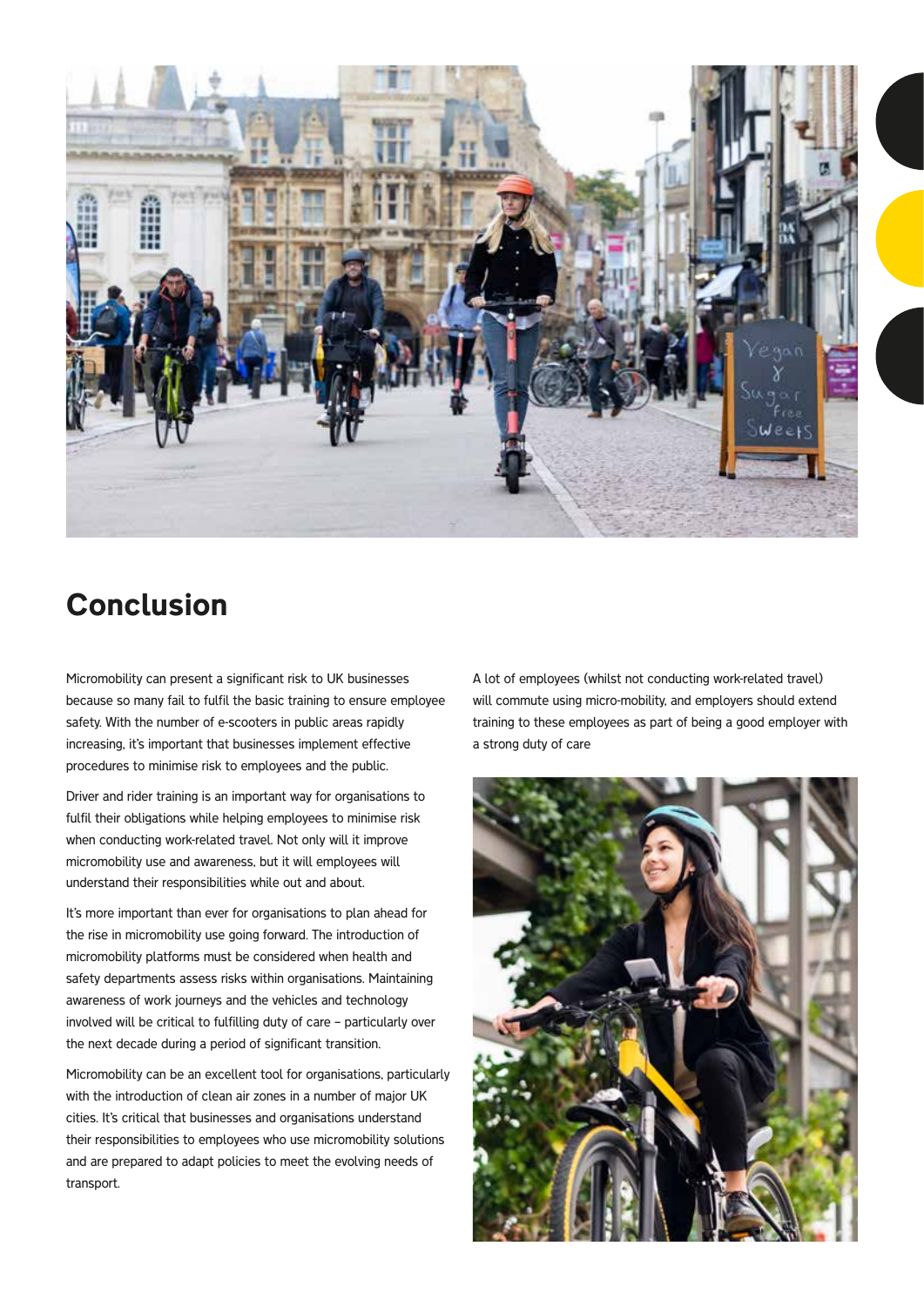# Conclusion

Micromobility can present a significant risk to UK businesses because so many fail to fulfil the basic training to ensure employee safety. With the number of e-scooters in public areas rapidly increasing, it's important that businesses implement effective procedures to minimise risk to employees and the public.

Driver and rider training is an important way for organisations to fulfil their obligations while helping employees to minimise risk when conducting work-related travel. Not only will it improve micromobility use and awareness, but it will employees will understand their responsibilities while out and about.

It's more important than ever for organisations to plan ahead for the rise in micromobility use going forward. The introduction of micromobility platforms must be considered when health and safety departments assess risks within organisations. Maintaining awareness of work journeys and the vehicles and technology involved will be critical to fulfilling duty of care – particularly over the next decade during a period of significant transition.

Micromobility can be an excellent tool for organisations, particularly with the introduction of clean air zones in a number of major UK cities. It's critical that businesses and organisations understand their responsibilities to employees who use micromobility solutions and are prepared to adapt policies to meet the evolving needs of transport.

A lot of employees (whilst not conducting work-related travel) will commute using micro-mobility, and employers should extend training to these employees as part of being a good employer with a strong duty of care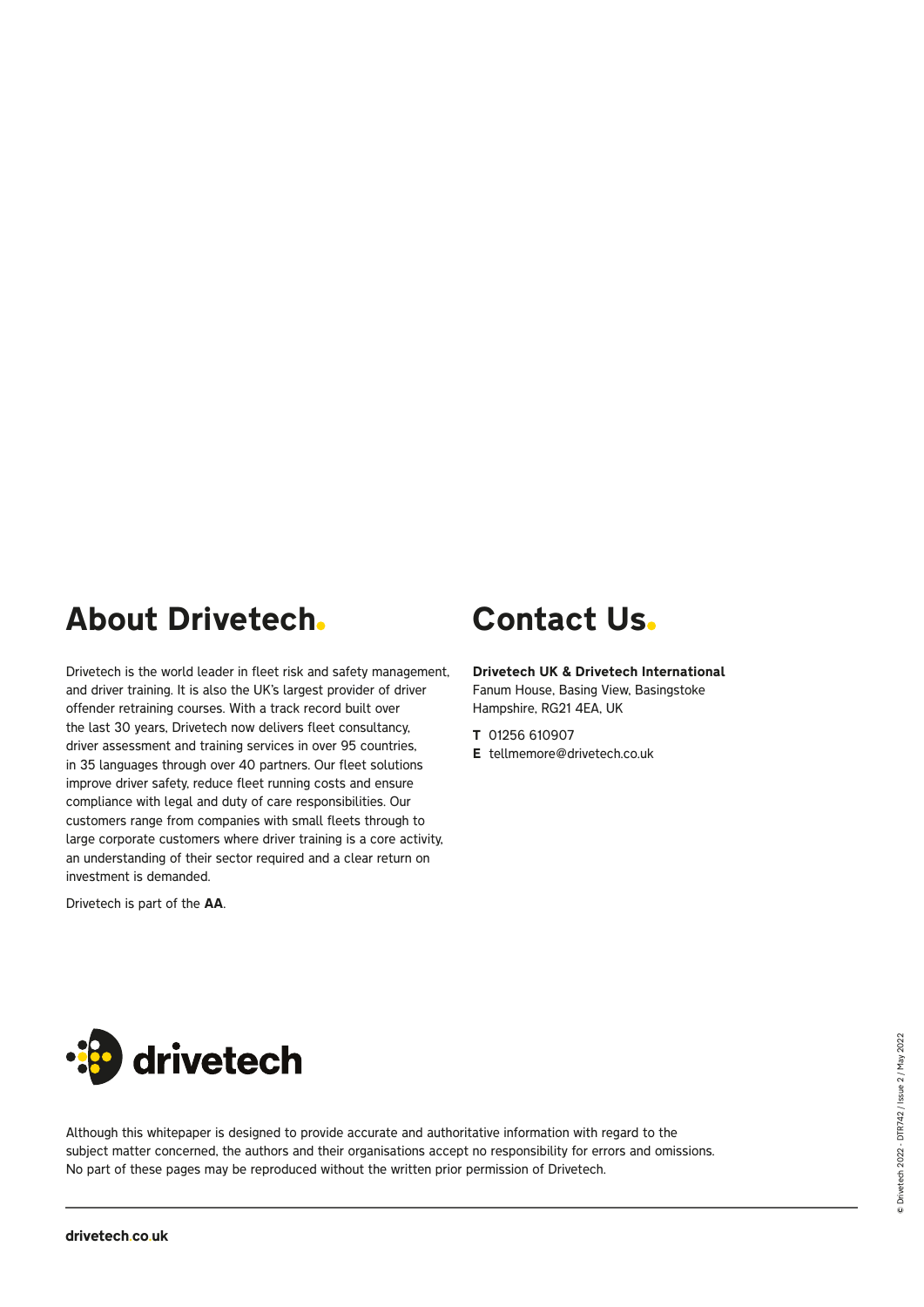## About Drivetech.

Drivetech is the world leader in fleet risk and safety management, and driver training. It is also the UK's largest provider of driver offender retraining courses. With a track record built over the last 30 years, Drivetech now delivers fleet consultancy, driver assessment and training services in over 95 countries, in 35 languages through over 40 partners. Our fleet solutions improve driver safety, reduce fleet running costs and ensure compliance with legal and duty of care responsibilities. Our customers range from companies with small fleets through to large corporate customers where driver training is a core activity, an understanding of their sector required and a clear return on investment is demanded.

Drivetech is part of the **AA**.

## Contact Us.

**Drivetech UK & Drivetech International**
Fanum House, Basing View, Basingstoke
Hampshire, RG21 4EA, UK

**T** 01256 610907
**E** tellmemore@drivetech.co.uk

drivetech

Although this whitepaper is designed to provide accurate and authoritative information with regard to the subject matter concerned, the authors and their organisations accept no responsibility for errors and omissions. No part of these pages may be reproduced without the written prior permission of Drivetech.

© Drivetech 2022 · DTR742 / Issue 2 / May 2022

**drivetech.co.uk**